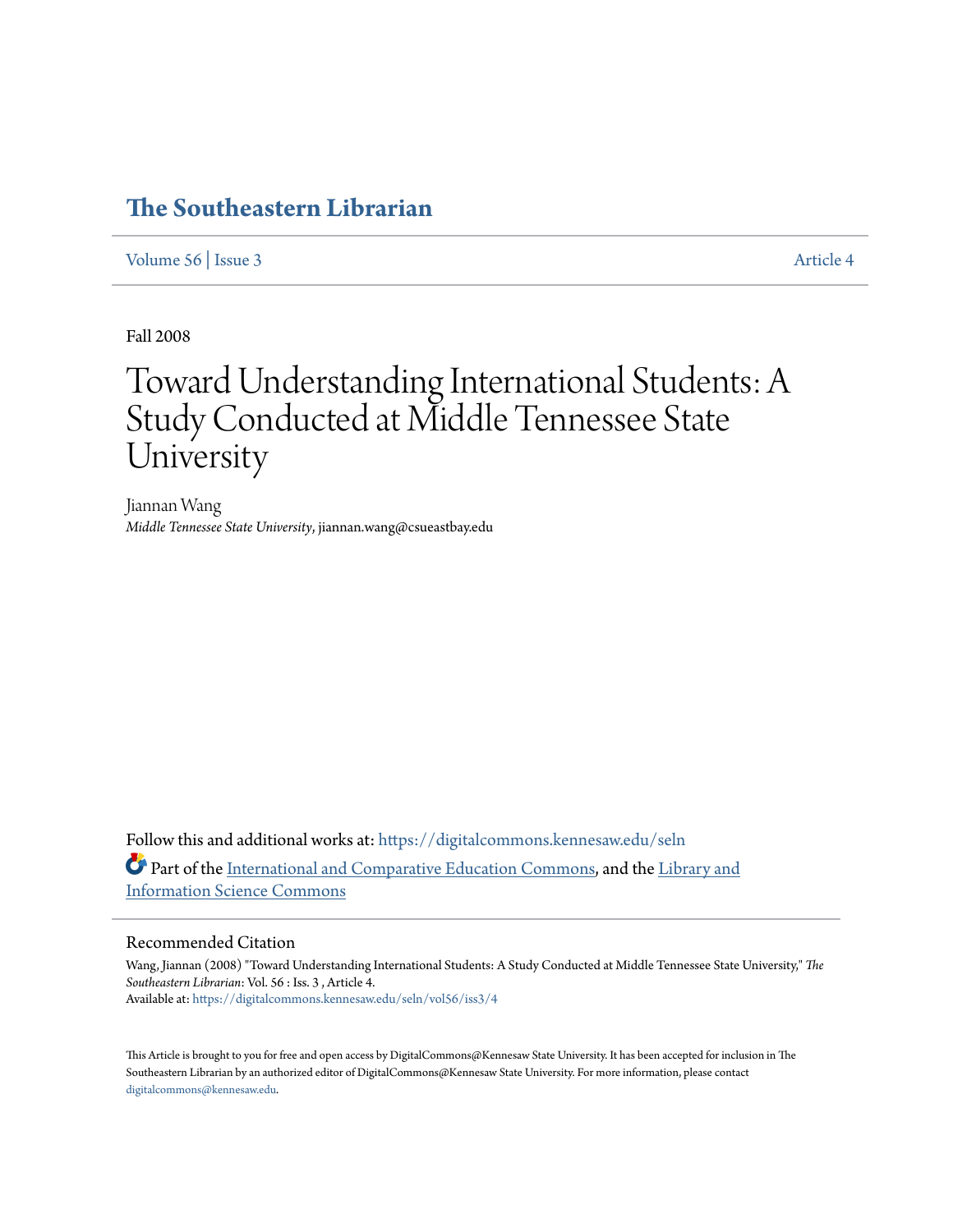# The Southeastern Librarian

Volume 56 | Issue 3 Article 4

Fall 2008

# Toward Understanding International Students: A Study Conducted at Middle Tennessee State University

Jiannan Wang
*Middle Tennessee State University*, jiannan.wang@csueastbay.edu

Follow this and additional works at: https://digitalcommons.kennesaw.edu/seln

Part of the International and Comparative Education Commons, and the Library and Information Science Commons

## Recommended Citation

Wang, Jiannan (2008) "Toward Understanding International Students: A Study Conducted at Middle Tennessee State University," *The Southeastern Librarian*: Vol. 56 : Iss. 3 , Article 4.
Available at: https://digitalcommons.kennesaw.edu/seln/vol56/iss3/4

This Article is brought to you for free and open access by DigitalCommons@Kennesaw State University. It has been accepted for inclusion in The Southeastern Librarian by an authorized editor of DigitalCommons@Kennesaw State University. For more information, please contact digitalcommons@kennesaw.edu.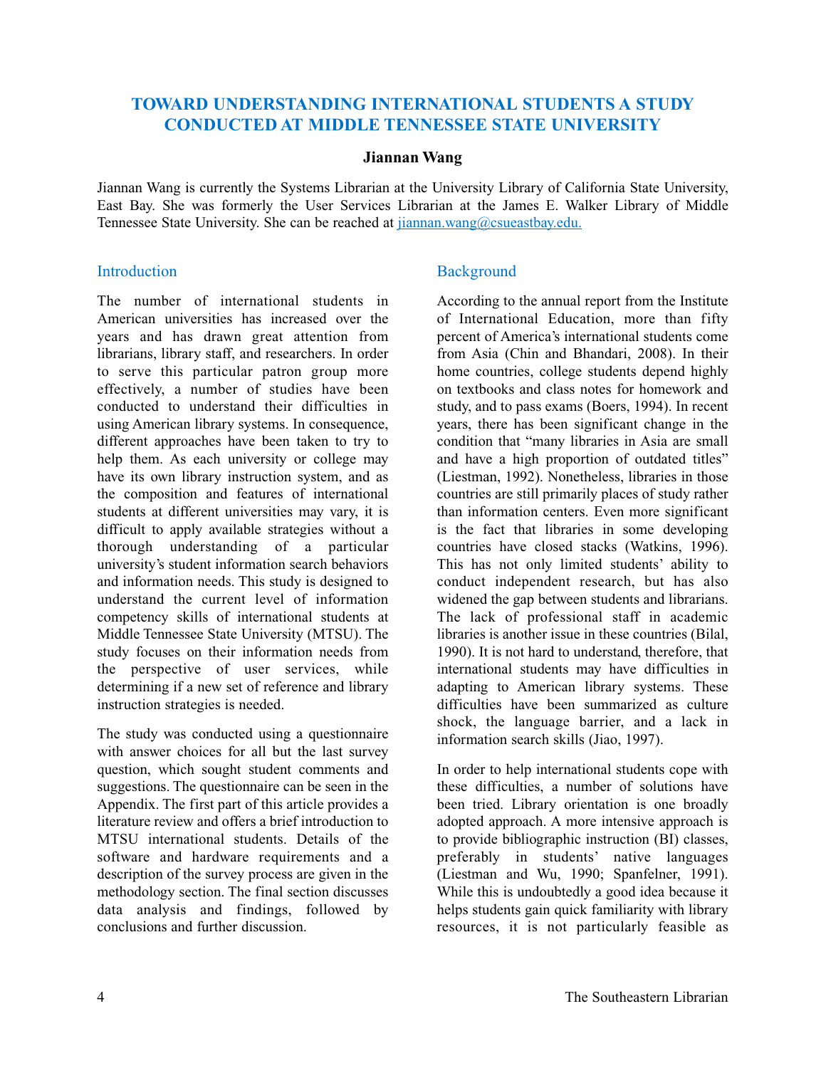# TOWARD UNDERSTANDING INTERNATIONAL STUDENTS A STUDY CONDUCTED AT MIDDLE TENNESSEE STATE UNIVERSITY

**Jiannan Wang**

Jiannan Wang is currently the Systems Librarian at the University Library of California State University, East Bay. She was formerly the User Services Librarian at the James E. Walker Library of Middle Tennessee State University. She can be reached at jiannan.wang@csueastbay.edu.

## Introduction

The number of international students in American universities has increased over the years and has drawn great attention from librarians, library staff, and researchers. In order to serve this particular patron group more effectively, a number of studies have been conducted to understand their difficulties in using American library systems. In consequence, different approaches have been taken to try to help them. As each university or college may have its own library instruction system, and as the composition and features of international students at different universities may vary, it is difficult to apply available strategies without a thorough understanding of a particular university's student information search behaviors and information needs. This study is designed to understand the current level of information competency skills of international students at Middle Tennessee State University (MTSU). The study focuses on their information needs from the perspective of user services, while determining if a new set of reference and library instruction strategies is needed.

The study was conducted using a questionnaire with answer choices for all but the last survey question, which sought student comments and suggestions. The questionnaire can be seen in the Appendix. The first part of this article provides a literature review and offers a brief introduction to MTSU international students. Details of the software and hardware requirements and a description of the survey process are given in the methodology section. The final section discusses data analysis and findings, followed by conclusions and further discussion.

## Background

According to the annual report from the Institute of International Education, more than fifty percent of America's international students come from Asia (Chin and Bhandari, 2008). In their home countries, college students depend highly on textbooks and class notes for homework and study, and to pass exams (Boers, 1994). In recent years, there has been significant change in the condition that "many libraries in Asia are small and have a high proportion of outdated titles" (Liestman, 1992). Nonetheless, libraries in those countries are still primarily places of study rather than information centers. Even more significant is the fact that libraries in some developing countries have closed stacks (Watkins, 1996). This has not only limited students' ability to conduct independent research, but has also widened the gap between students and librarians. The lack of professional staff in academic libraries is another issue in these countries (Bilal, 1990). It is not hard to understand, therefore, that international students may have difficulties in adapting to American library systems. These difficulties have been summarized as culture shock, the language barrier, and a lack in information search skills (Jiao, 1997).

In order to help international students cope with these difficulties, a number of solutions have been tried. Library orientation is one broadly adopted approach. A more intensive approach is to provide bibliographic instruction (BI) classes, preferably in students' native languages (Liestman and Wu, 1990; Spanfelner, 1991). While this is undoubtedly a good idea because it helps students gain quick familiarity with library resources, it is not particularly feasible as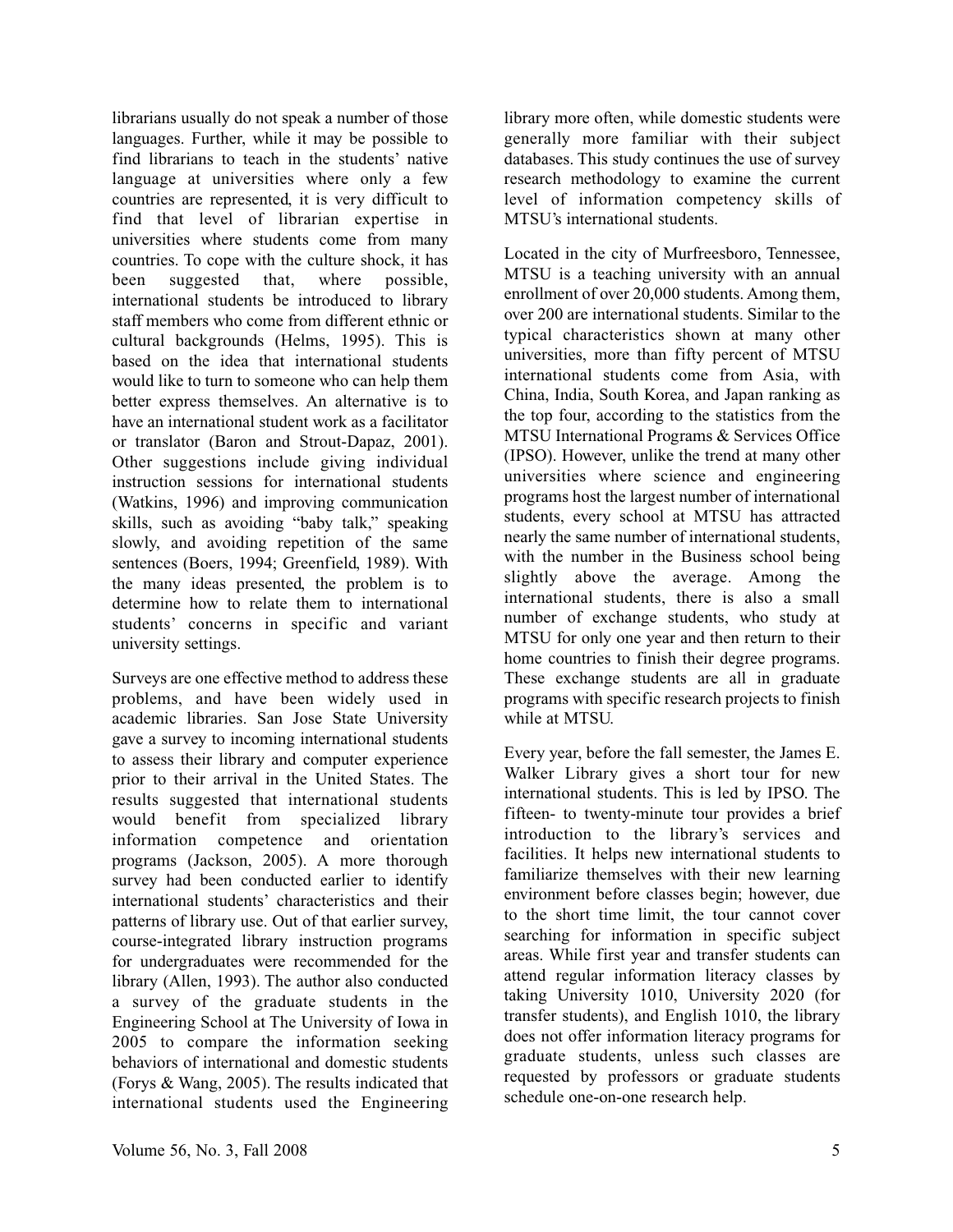librarians usually do not speak a number of those languages. Further, while it may be possible to find librarians to teach in the students' native language at universities where only a few countries are represented, it is very difficult to find that level of librarian expertise in universities where students come from many countries. To cope with the culture shock, it has been suggested that, where possible, international students be introduced to library staff members who come from different ethnic or cultural backgrounds (Helms, 1995). This is based on the idea that international students would like to turn to someone who can help them better express themselves. An alternative is to have an international student work as a facilitator or translator (Baron and Strout-Dapaz, 2001). Other suggestions include giving individual instruction sessions for international students (Watkins, 1996) and improving communication skills, such as avoiding "baby talk," speaking slowly, and avoiding repetition of the same sentences (Boers, 1994; Greenfield, 1989). With the many ideas presented, the problem is to determine how to relate them to international students' concerns in specific and variant university settings.

Surveys are one effective method to address these problems, and have been widely used in academic libraries. San Jose State University gave a survey to incoming international students to assess their library and computer experience prior to their arrival in the United States. The results suggested that international students would benefit from specialized library information competence and orientation programs (Jackson, 2005). A more thorough survey had been conducted earlier to identify international students' characteristics and their patterns of library use. Out of that earlier survey, course-integrated library instruction programs for undergraduates were recommended for the library (Allen, 1993). The author also conducted a survey of the graduate students in the Engineering School at The University of Iowa in 2005 to compare the information seeking behaviors of international and domestic students (Forys & Wang, 2005). The results indicated that international students used the Engineering library more often, while domestic students were generally more familiar with their subject databases. This study continues the use of survey research methodology to examine the current level of information competency skills of MTSU's international students.

Located in the city of Murfreesboro, Tennessee, MTSU is a teaching university with an annual enrollment of over 20,000 students. Among them, over 200 are international students. Similar to the typical characteristics shown at many other universities, more than fifty percent of MTSU international students come from Asia, with China, India, South Korea, and Japan ranking as the top four, according to the statistics from the MTSU International Programs & Services Office (IPSO). However, unlike the trend at many other universities where science and engineering programs host the largest number of international students, every school at MTSU has attracted nearly the same number of international students, with the number in the Business school being slightly above the average. Among the international students, there is also a small number of exchange students, who study at MTSU for only one year and then return to their home countries to finish their degree programs. These exchange students are all in graduate programs with specific research projects to finish while at MTSU.

Every year, before the fall semester, the James E. Walker Library gives a short tour for new international students. This is led by IPSO. The fifteen- to twenty-minute tour provides a brief introduction to the library's services and facilities. It helps new international students to familiarize themselves with their new learning environment before classes begin; however, due to the short time limit, the tour cannot cover searching for information in specific subject areas. While first year and transfer students can attend regular information literacy classes by taking University 1010, University 2020 (for transfer students), and English 1010, the library does not offer information literacy programs for graduate students, unless such classes are requested by professors or graduate students schedule one-on-one research help.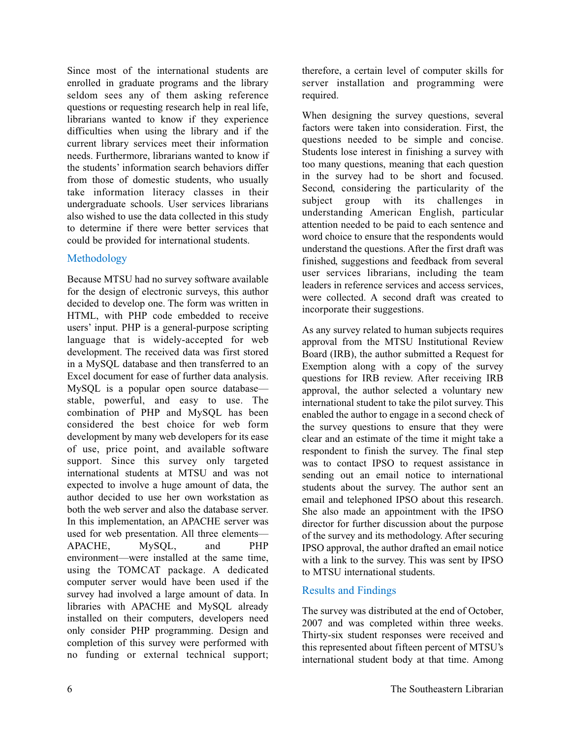Since most of the international students are enrolled in graduate programs and the library seldom sees any of them asking reference questions or requesting research help in real life, librarians wanted to know if they experience difficulties when using the library and if the current library services meet their information needs. Furthermore, librarians wanted to know if the students' information search behaviors differ from those of domestic students, who usually take information literacy classes in their undergraduate schools. User services librarians also wished to use the data collected in this study to determine if there were better services that could be provided for international students.

## Methodology

Because MTSU had no survey software available for the design of electronic surveys, this author decided to develop one. The form was written in HTML, with PHP code embedded to receive users' input. PHP is a general-purpose scripting language that is widely-accepted for web development. The received data was first stored in a MySQL database and then transferred to an Excel document for ease of further data analysis. MySQL is a popular open source database—stable, powerful, and easy to use. The combination of PHP and MySQL has been considered the best choice for web form development by many web developers for its ease of use, price point, and available software support. Since this survey only targeted international students at MTSU and was not expected to involve a huge amount of data, the author decided to use her own workstation as both the web server and also the database server. In this implementation, an APACHE server was used for web presentation. All three elements—APACHE, MySQL, and PHP environment—were installed at the same time, using the TOMCAT package. A dedicated computer server would have been used if the survey had involved a large amount of data. In libraries with APACHE and MySQL already installed on their computers, developers need only consider PHP programming. Design and completion of this survey were performed with no funding or external technical support; therefore, a certain level of computer skills for server installation and programming were required.

When designing the survey questions, several factors were taken into consideration. First, the questions needed to be simple and concise. Students lose interest in finishing a survey with too many questions, meaning that each question in the survey had to be short and focused. Second, considering the particularity of the subject group with its challenges in understanding American English, particular attention needed to be paid to each sentence and word choice to ensure that the respondents would understand the questions. After the first draft was finished, suggestions and feedback from several user services librarians, including the team leaders in reference services and access services, were collected. A second draft was created to incorporate their suggestions.

As any survey related to human subjects requires approval from the MTSU Institutional Review Board (IRB), the author submitted a Request for Exemption along with a copy of the survey questions for IRB review. After receiving IRB approval, the author selected a voluntary new international student to take the pilot survey. This enabled the author to engage in a second check of the survey questions to ensure that they were clear and an estimate of the time it might take a respondent to finish the survey. The final step was to contact IPSO to request assistance in sending out an email notice to international students about the survey. The author sent an email and telephoned IPSO about this research. She also made an appointment with the IPSO director for further discussion about the purpose of the survey and its methodology. After securing IPSO approval, the author drafted an email notice with a link to the survey. This was sent by IPSO to MTSU international students.

## Results and Findings

The survey was distributed at the end of October, 2007 and was completed within three weeks. Thirty-six student responses were received and this represented about fifteen percent of MTSU's international student body at that time. Among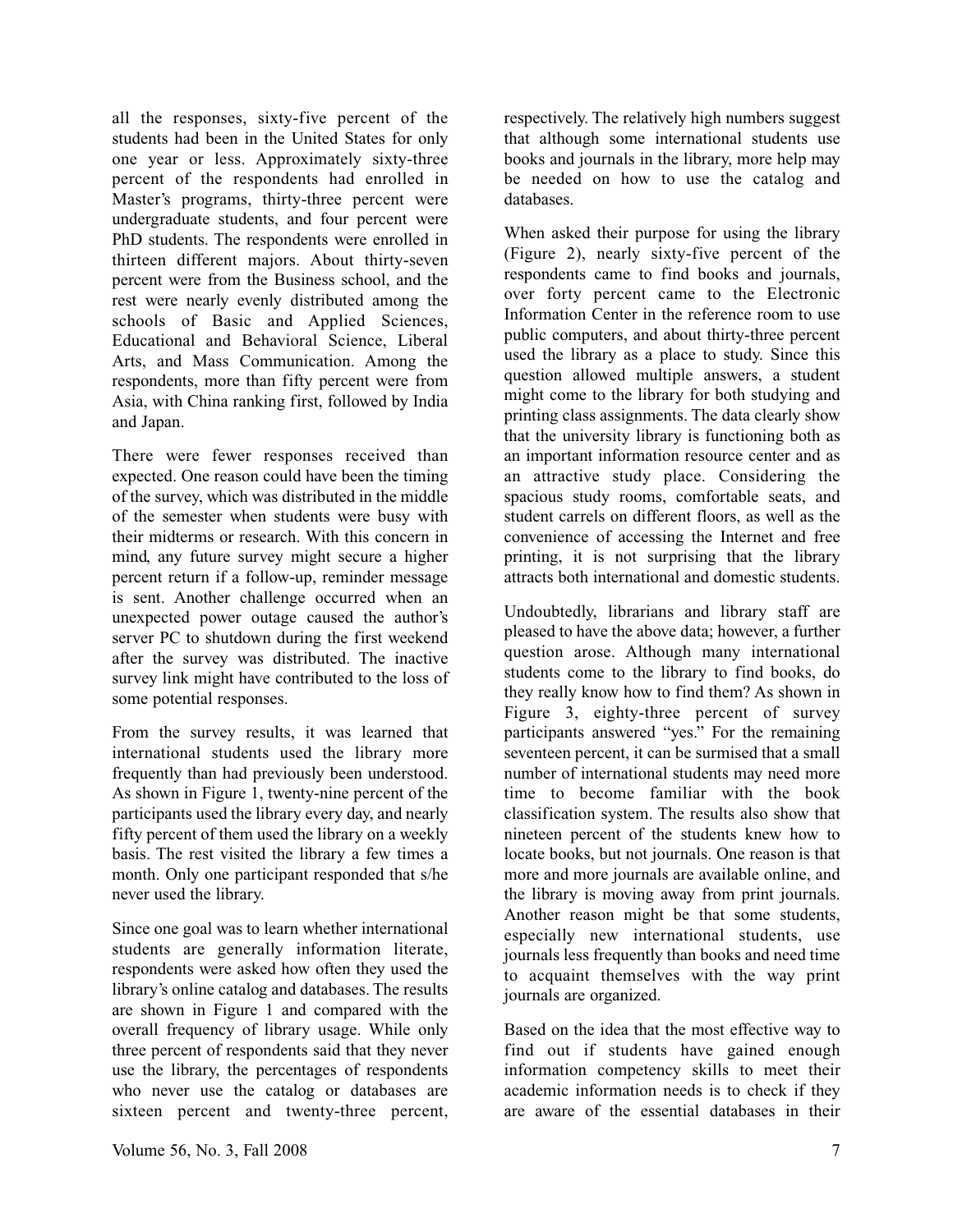all the responses, sixty-five percent of the students had been in the United States for only one year or less. Approximately sixty-three percent of the respondents had enrolled in Master's programs, thirty-three percent were undergraduate students, and four percent were PhD students. The respondents were enrolled in thirteen different majors. About thirty-seven percent were from the Business school, and the rest were nearly evenly distributed among the schools of Basic and Applied Sciences, Educational and Behavioral Science, Liberal Arts, and Mass Communication. Among the respondents, more than fifty percent were from Asia, with China ranking first, followed by India and Japan.

There were fewer responses received than expected. One reason could have been the timing of the survey, which was distributed in the middle of the semester when students were busy with their midterms or research. With this concern in mind, any future survey might secure a higher percent return if a follow-up, reminder message is sent. Another challenge occurred when an unexpected power outage caused the author's server PC to shutdown during the first weekend after the survey was distributed. The inactive survey link might have contributed to the loss of some potential responses.

From the survey results, it was learned that international students used the library more frequently than had previously been understood. As shown in Figure 1, twenty-nine percent of the participants used the library every day, and nearly fifty percent of them used the library on a weekly basis. The rest visited the library a few times a month. Only one participant responded that s/he never used the library.

Since one goal was to learn whether international students are generally information literate, respondents were asked how often they used the library's online catalog and databases. The results are shown in Figure 1 and compared with the overall frequency of library usage. While only three percent of respondents said that they never use the library, the percentages of respondents who never use the catalog or databases are sixteen percent and twenty-three percent, respectively. The relatively high numbers suggest that although some international students use books and journals in the library, more help may be needed on how to use the catalog and databases.

When asked their purpose for using the library (Figure 2), nearly sixty-five percent of the respondents came to find books and journals, over forty percent came to the Electronic Information Center in the reference room to use public computers, and about thirty-three percent used the library as a place to study. Since this question allowed multiple answers, a student might come to the library for both studying and printing class assignments. The data clearly show that the university library is functioning both as an important information resource center and as an attractive study place. Considering the spacious study rooms, comfortable seats, and student carrels on different floors, as well as the convenience of accessing the Internet and free printing, it is not surprising that the library attracts both international and domestic students.

Undoubtedly, librarians and library staff are pleased to have the above data; however, a further question arose. Although many international students come to the library to find books, do they really know how to find them? As shown in Figure 3, eighty-three percent of survey participants answered "yes." For the remaining seventeen percent, it can be surmised that a small number of international students may need more time to become familiar with the book classification system. The results also show that nineteen percent of the students knew how to locate books, but not journals. One reason is that more and more journals are available online, and the library is moving away from print journals. Another reason might be that some students, especially new international students, use journals less frequently than books and need time to acquaint themselves with the way print journals are organized.

Based on the idea that the most effective way to find out if students have gained enough information competency skills to meet their academic information needs is to check if they are aware of the essential databases in their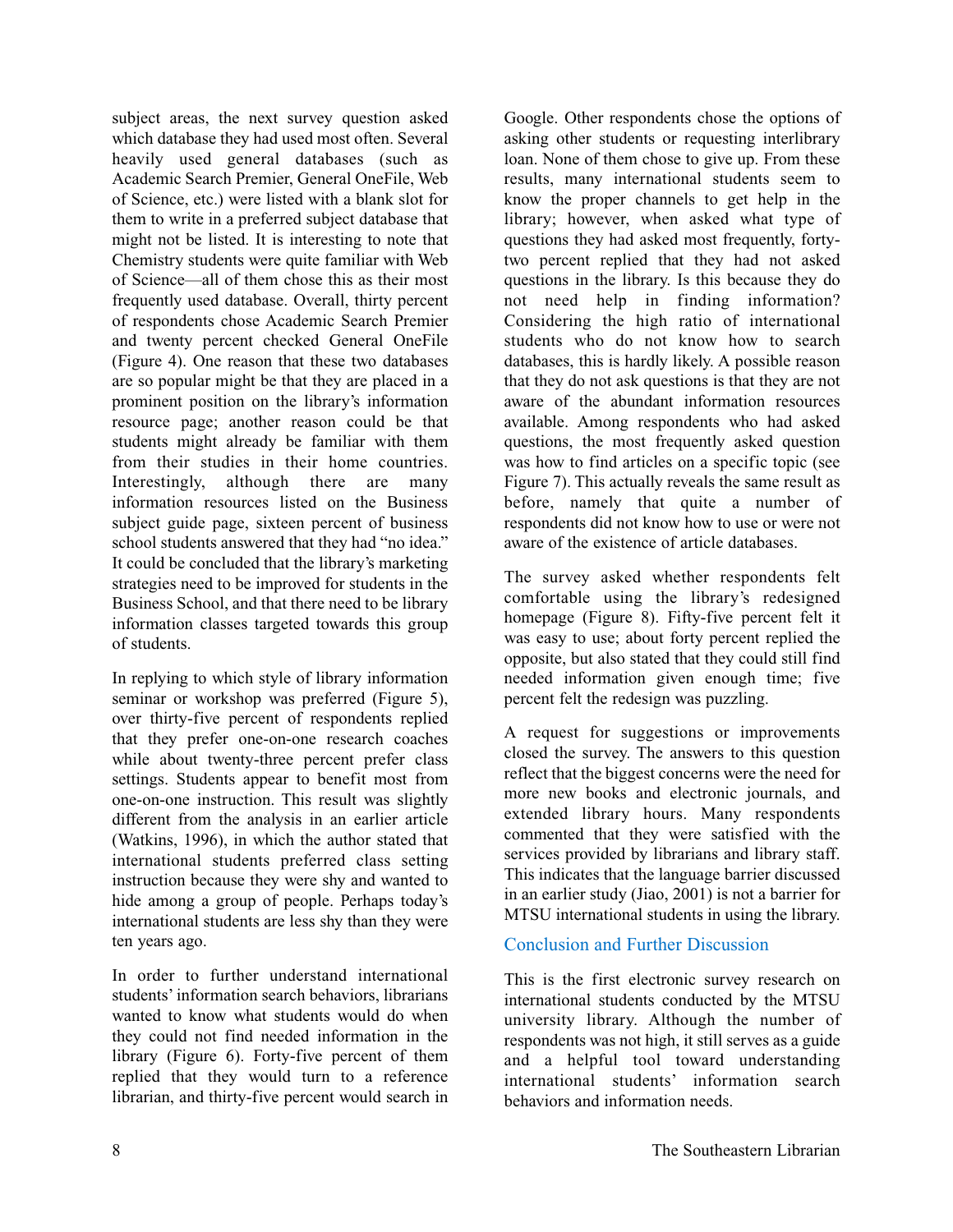subject areas, the next survey question asked which database they had used most often. Several heavily used general databases (such as Academic Search Premier, General OneFile, Web of Science, etc.) were listed with a blank slot for them to write in a preferred subject database that might not be listed. It is interesting to note that Chemistry students were quite familiar with Web of Science—all of them chose this as their most frequently used database. Overall, thirty percent of respondents chose Academic Search Premier and twenty percent checked General OneFile (Figure 4). One reason that these two databases are so popular might be that they are placed in a prominent position on the library's information resource page; another reason could be that students might already be familiar with them from their studies in their home countries. Interestingly, although there are many information resources listed on the Business subject guide page, sixteen percent of business school students answered that they had "no idea." It could be concluded that the library's marketing strategies need to be improved for students in the Business School, and that there need to be library information classes targeted towards this group of students.

In replying to which style of library information seminar or workshop was preferred (Figure 5), over thirty-five percent of respondents replied that they prefer one-on-one research coaches while about twenty-three percent prefer class settings. Students appear to benefit most from one-on-one instruction. This result was slightly different from the analysis in an earlier article (Watkins, 1996), in which the author stated that international students preferred class setting instruction because they were shy and wanted to hide among a group of people. Perhaps today's international students are less shy than they were ten years ago.

In order to further understand international students' information search behaviors, librarians wanted to know what students would do when they could not find needed information in the library (Figure 6). Forty-five percent of them replied that they would turn to a reference librarian, and thirty-five percent would search in Google. Other respondents chose the options of asking other students or requesting interlibrary loan. None of them chose to give up. From these results, many international students seem to know the proper channels to get help in the library; however, when asked what type of questions they had asked most frequently, forty-two percent replied that they had not asked questions in the library. Is this because they do not need help in finding information? Considering the high ratio of international students who do not know how to search databases, this is hardly likely. A possible reason that they do not ask questions is that they are not aware of the abundant information resources available. Among respondents who had asked questions, the most frequently asked question was how to find articles on a specific topic (see Figure 7). This actually reveals the same result as before, namely that quite a number of respondents did not know how to use or were not aware of the existence of article databases.

The survey asked whether respondents felt comfortable using the library's redesigned homepage (Figure 8). Fifty-five percent felt it was easy to use; about forty percent replied the opposite, but also stated that they could still find needed information given enough time; five percent felt the redesign was puzzling.

A request for suggestions or improvements closed the survey. The answers to this question reflect that the biggest concerns were the need for more new books and electronic journals, and extended library hours. Many respondents commented that they were satisfied with the services provided by librarians and library staff. This indicates that the language barrier discussed in an earlier study (Jiao, 2001) is not a barrier for MTSU international students in using the library.

## Conclusion and Further Discussion

This is the first electronic survey research on international students conducted by the MTSU university library. Although the number of respondents was not high, it still serves as a guide and a helpful tool toward understanding international students' information search behaviors and information needs.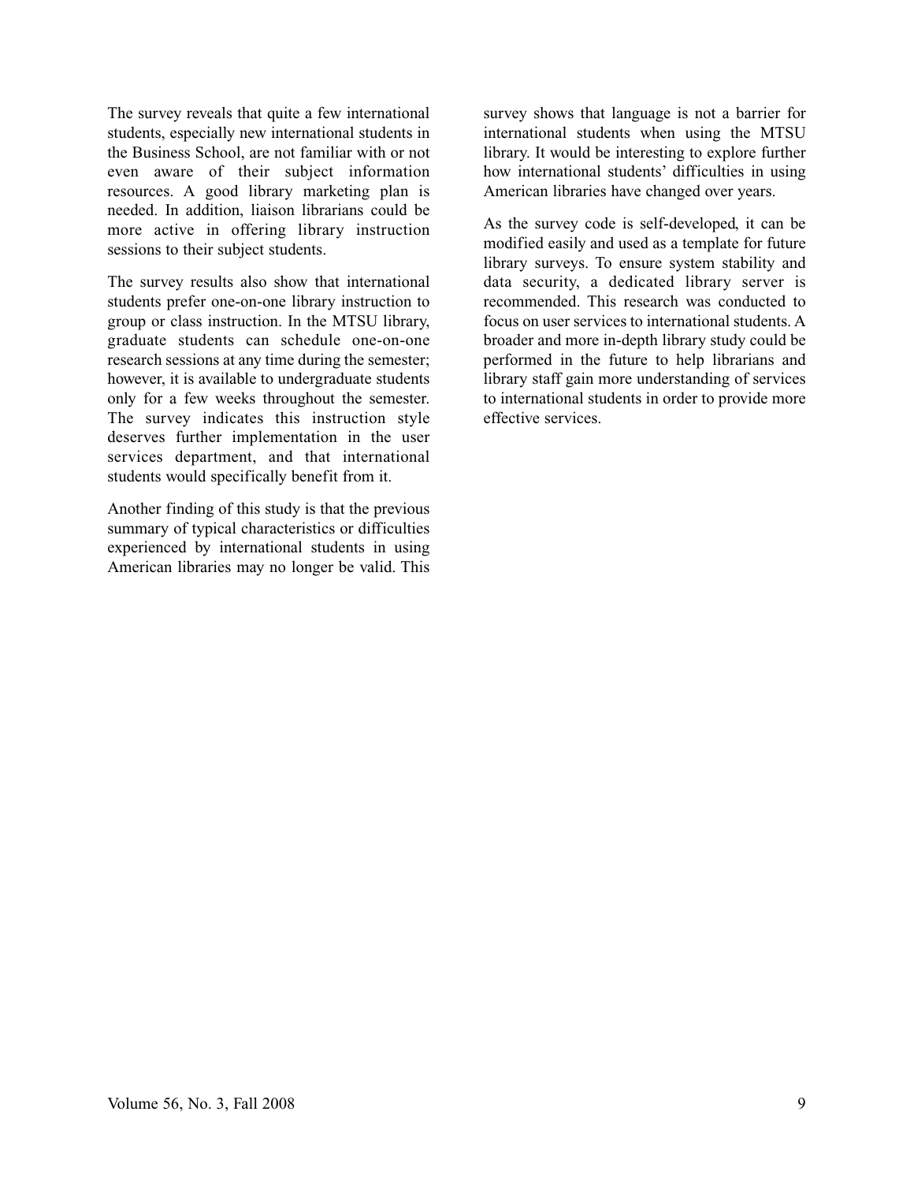The survey reveals that quite a few international students, especially new international students in the Business School, are not familiar with or not even aware of their subject information resources. A good library marketing plan is needed. In addition, liaison librarians could be more active in offering library instruction sessions to their subject students.

The survey results also show that international students prefer one-on-one library instruction to group or class instruction. In the MTSU library, graduate students can schedule one-on-one research sessions at any time during the semester; however, it is available to undergraduate students only for a few weeks throughout the semester. The survey indicates this instruction style deserves further implementation in the user services department, and that international students would specifically benefit from it.

Another finding of this study is that the previous summary of typical characteristics or difficulties experienced by international students in using American libraries may no longer be valid. This survey shows that language is not a barrier for international students when using the MTSU library. It would be interesting to explore further how international students' difficulties in using American libraries have changed over years.

As the survey code is self-developed, it can be modified easily and used as a template for future library surveys. To ensure system stability and data security, a dedicated library server is recommended. This research was conducted to focus on user services to international students. A broader and more in-depth library study could be performed in the future to help librarians and library staff gain more understanding of services to international students in order to provide more effective services.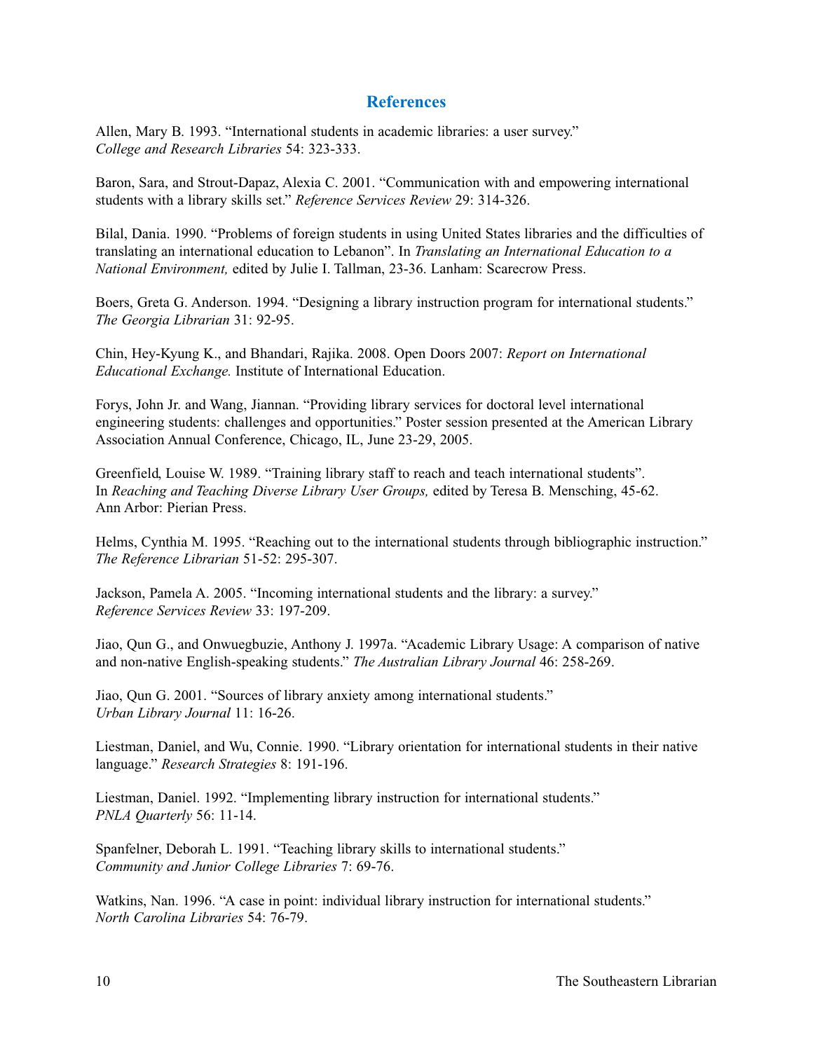## References

Allen, Mary B. 1993. “International students in academic libraries: a user survey.” *College and Research Libraries* 54: 323-333.

Baron, Sara, and Strout-Dapaz, Alexia C. 2001. “Communication with and empowering international students with a library skills set.” *Reference Services Review* 29: 314-326.

Bilal, Dania. 1990. “Problems of foreign students in using United States libraries and the difficulties of translating an international education to Lebanon”. In *Translating an International Education to a National Environment,* edited by Julie I. Tallman, 23-36. Lanham: Scarecrow Press.

Boers, Greta G. Anderson. 1994. “Designing a library instruction program for international students.” *The Georgia Librarian* 31: 92-95.

Chin, Hey-Kyung K., and Bhandari, Rajika. 2008. Open Doors 2007: *Report on International Educational Exchange.* Institute of International Education.

Forys, John Jr. and Wang, Jiannan. “Providing library services for doctoral level international engineering students: challenges and opportunities.” Poster session presented at the American Library Association Annual Conference, Chicago, IL, June 23-29, 2005.

Greenfield, Louise W. 1989. “Training library staff to reach and teach international students”. In *Reaching and Teaching Diverse Library User Groups,* edited by Teresa B. Mensching, 45-62. Ann Arbor: Pierian Press.

Helms, Cynthia M. 1995. “Reaching out to the international students through bibliographic instruction.” *The Reference Librarian* 51-52: 295-307.

Jackson, Pamela A. 2005. “Incoming international students and the library: a survey.” *Reference Services Review* 33: 197-209.

Jiao, Qun G., and Onwuegbuzie, Anthony J. 1997a. “Academic Library Usage: A comparison of native and non-native English-speaking students.” *The Australian Library Journal* 46: 258-269.

Jiao, Qun G. 2001. “Sources of library anxiety among international students.” *Urban Library Journal* 11: 16-26.

Liestman, Daniel, and Wu, Connie. 1990. “Library orientation for international students in their native language.” *Research Strategies* 8: 191-196.

Liestman, Daniel. 1992. “Implementing library instruction for international students.” *PNLA Quarterly* 56: 11-14.

Spanfelner, Deborah L. 1991. “Teaching library skills to international students.” *Community and Junior College Libraries* 7: 69-76.

Watkins, Nan. 1996. “A case in point: individual library instruction for international students.” *North Carolina Libraries* 54: 76-79.